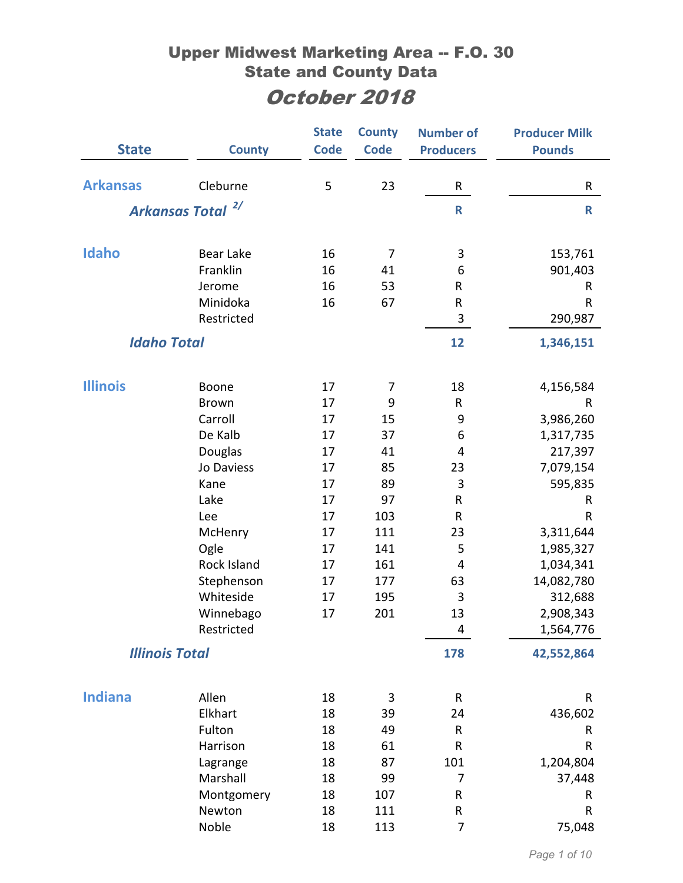# Upper Midwest Marketing Area -- F.O. 30
## State and County Data
## *October 2018*

| State | County | State Code | County Code | Number of Producers | Producer Milk Pounds |
|---|---|---|---|---|---|
| **Arkansas** | Cleburne | 5 | 23 | R | R |
| ***Arkansas Total*** [2/] | | | | **R** | **R** |
| **Idaho** | Bear Lake | 16 | 7 | 3 | 153,761 |
| | Franklin | 16 | 41 | 6 | 901,403 |
| | Jerome | 16 | 53 | R | R |
| | Minidoka | 16 | 67 | R | R |
| | Restricted | | | 3 | 290,987 |
| ***Idaho Total*** | | | | **12** | **1,346,151** |
| **Illinois** | Boone | 17 | 7 | 18 | 4,156,584 |
| | Brown | 17 | 9 | R | R |
| | Carroll | 17 | 15 | 9 | 3,986,260 |
| | De Kalb | 17 | 37 | 6 | 1,317,735 |
| | Douglas | 17 | 41 | 4 | 217,397 |
| | Jo Daviess | 17 | 85 | 23 | 7,079,154 |
| | Kane | 17 | 89 | 3 | 595,835 |
| | Lake | 17 | 97 | R | R |
| | Lee | 17 | 103 | R | R |
| | McHenry | 17 | 111 | 23 | 3,311,644 |
| | Ogle | 17 | 141 | 5 | 1,985,327 |
| | Rock Island | 17 | 161 | 4 | 1,034,341 |
| | Stephenson | 17 | 177 | 63 | 14,082,780 |
| | Whiteside | 17 | 195 | 3 | 312,688 |
| | Winnebago | 17 | 201 | 13 | 2,908,343 |
| | Restricted | | | 4 | 1,564,776 |
| ***Illinois Total*** | | | | **178** | **42,552,864** |
| **Indiana** | Allen | 18 | 3 | R | R |
| | Elkhart | 18 | 39 | 24 | 436,602 |
| | Fulton | 18 | 49 | R | R |
| | Harrison | 18 | 61 | R | R |
| | Lagrange | 18 | 87 | 101 | 1,204,804 |
| | Marshall | 18 | 99 | 7 | 37,448 |
| | Montgomery | 18 | 107 | R | R |
| | Newton | 18 | 111 | R | R |
| | Noble | 18 | 113 | 7 | 75,048 |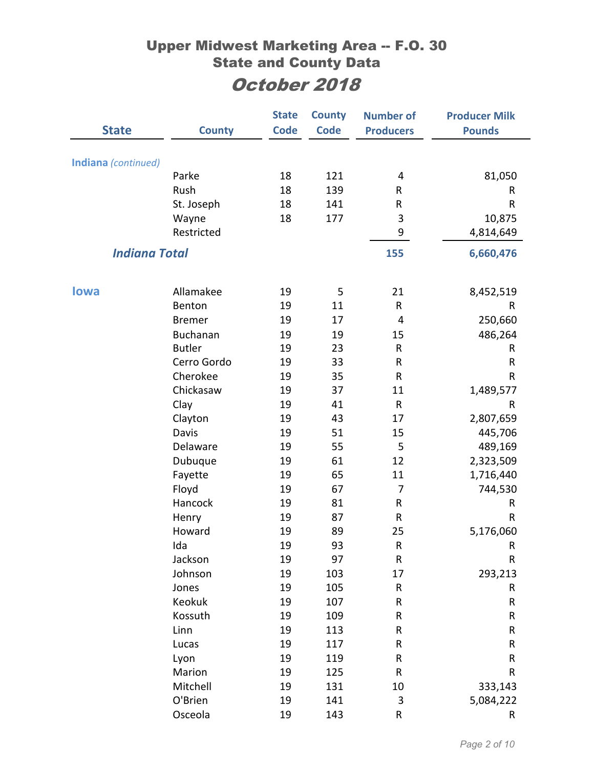# Upper Midwest Marketing Area -- F.O. 30
## State and County Data
## *October 2018*

| State | County | State Code | County Code | Number of Producers | Producer Milk Pounds |
|---|---|---|---|---|---|
| **Indiana** *(continued)* | | | | | |
| | Parke | 18 | 121 | 4 | 81,050 |
| | Rush | 18 | 139 | R | R |
| | St. Joseph | 18 | 141 | R | R |
| | Wayne | 18 | 177 | 3 | 10,875 |
| | Restricted | | | 9 | 4,814,649 |
| ***Indiana Total*** | | | | **155** | **6,660,476** |
| **Iowa** | Allamakee | 19 | 5 | 21 | 8,452,519 |
| | Benton | 19 | 11 | R | R |
| | Bremer | 19 | 17 | 4 | 250,660 |
| | Buchanan | 19 | 19 | 15 | 486,264 |
| | Butler | 19 | 23 | R | R |
| | Cerro Gordo | 19 | 33 | R | R |
| | Cherokee | 19 | 35 | R | R |
| | Chickasaw | 19 | 37 | 11 | 1,489,577 |
| | Clay | 19 | 41 | R | R |
| | Clayton | 19 | 43 | 17 | 2,807,659 |
| | Davis | 19 | 51 | 15 | 445,706 |
| | Delaware | 19 | 55 | 5 | 489,169 |
| | Dubuque | 19 | 61 | 12 | 2,323,509 |
| | Fayette | 19 | 65 | 11 | 1,716,440 |
| | Floyd | 19 | 67 | 7 | 744,530 |
| | Hancock | 19 | 81 | R | R |
| | Henry | 19 | 87 | R | R |
| | Howard | 19 | 89 | 25 | 5,176,060 |
| | Ida | 19 | 93 | R | R |
| | Jackson | 19 | 97 | R | R |
| | Johnson | 19 | 103 | 17 | 293,213 |
| | Jones | 19 | 105 | R | R |
| | Keokuk | 19 | 107 | R | R |
| | Kossuth | 19 | 109 | R | R |
| | Linn | 19 | 113 | R | R |
| | Lucas | 19 | 117 | R | R |
| | Lyon | 19 | 119 | R | R |
| | Marion | 19 | 125 | R | R |
| | Mitchell | 19 | 131 | 10 | 333,143 |
| | O'Brien | 19 | 141 | 3 | 5,084,222 |
| | Osceola | 19 | 143 | R | R |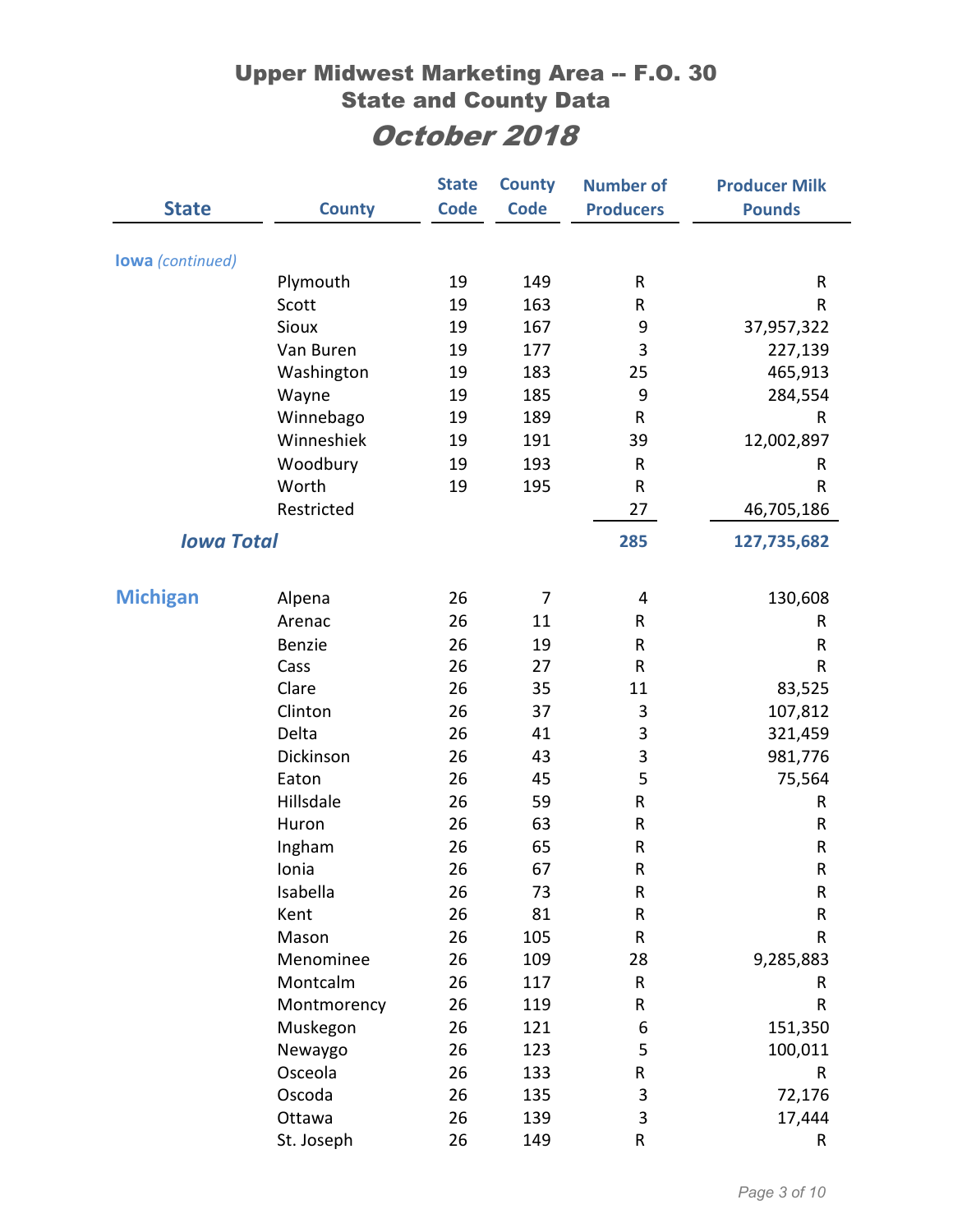# Upper Midwest Marketing Area -- F.O. 30
## State and County Data
## *October 2018*

| State | County | State Code | County Code | Number of Producers | Producer Milk Pounds |
|---|---|---|---|---|---|
| **Iowa** *(continued)* | | | | | |
| | Plymouth | 19 | 149 | R | R |
| | Scott | 19 | 163 | R | R |
| | Sioux | 19 | 167 | 9 | 37,957,322 |
| | Van Buren | 19 | 177 | 3 | 227,139 |
| | Washington | 19 | 183 | 25 | 465,913 |
| | Wayne | 19 | 185 | 9 | 284,554 |
| | Winnebago | 19 | 189 | R | R |
| | Winneshiek | 19 | 191 | 39 | 12,002,897 |
| | Woodbury | 19 | 193 | R | R |
| | Worth | 19 | 195 | R | R |
| | Restricted | | | 27 | 46,705,186 |
| ***Iowa Total*** | | | | **285** | **127,735,682** |
| **Michigan** | Alpena | 26 | 7 | 4 | 130,608 |
| | Arenac | 26 | 11 | R | R |
| | Benzie | 26 | 19 | R | R |
| | Cass | 26 | 27 | R | R |
| | Clare | 26 | 35 | 11 | 83,525 |
| | Clinton | 26 | 37 | 3 | 107,812 |
| | Delta | 26 | 41 | 3 | 321,459 |
| | Dickinson | 26 | 43 | 3 | 981,776 |
| | Eaton | 26 | 45 | 5 | 75,564 |
| | Hillsdale | 26 | 59 | R | R |
| | Huron | 26 | 63 | R | R |
| | Ingham | 26 | 65 | R | R |
| | Ionia | 26 | 67 | R | R |
| | Isabella | 26 | 73 | R | R |
| | Kent | 26 | 81 | R | R |
| | Mason | 26 | 105 | R | R |
| | Menominee | 26 | 109 | 28 | 9,285,883 |
| | Montcalm | 26 | 117 | R | R |
| | Montmorency | 26 | 119 | R | R |
| | Muskegon | 26 | 121 | 6 | 151,350 |
| | Newaygo | 26 | 123 | 5 | 100,011 |
| | Osceola | 26 | 133 | R | R |
| | Oscoda | 26 | 135 | 3 | 72,176 |
| | Ottawa | 26 | 139 | 3 | 17,444 |
| | St. Joseph | 26 | 149 | R | R |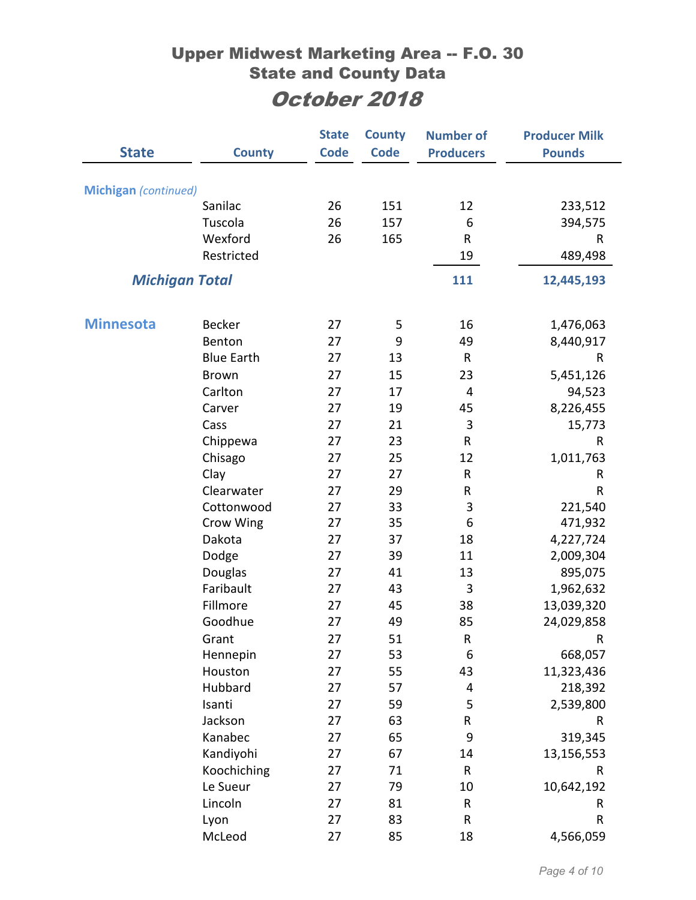# Upper Midwest Marketing Area -- F.O. 30
## State and County Data
## *October 2018*

| State | County | State Code | County Code | Number of Producers | Producer Milk Pounds |
|---|---|---|---|---|---|
| **Michigan** *(continued)* | | | | | |
| | Sanilac | 26 | 151 | 12 | 233,512 |
| | Tuscola | 26 | 157 | 6 | 394,575 |
| | Wexford | 26 | 165 | R | R |
| | Restricted | | | 19 | 489,498 |
| ***Michigan Total*** | | | | **111** | **12,445,193** |
| **Minnesota** | Becker | 27 | 5 | 16 | 1,476,063 |
| | Benton | 27 | 9 | 49 | 8,440,917 |
| | Blue Earth | 27 | 13 | R | R |
| | Brown | 27 | 15 | 23 | 5,451,126 |
| | Carlton | 27 | 17 | 4 | 94,523 |
| | Carver | 27 | 19 | 45 | 8,226,455 |
| | Cass | 27 | 21 | 3 | 15,773 |
| | Chippewa | 27 | 23 | R | R |
| | Chisago | 27 | 25 | 12 | 1,011,763 |
| | Clay | 27 | 27 | R | R |
| | Clearwater | 27 | 29 | R | R |
| | Cottonwood | 27 | 33 | 3 | 221,540 |
| | Crow Wing | 27 | 35 | 6 | 471,932 |
| | Dakota | 27 | 37 | 18 | 4,227,724 |
| | Dodge | 27 | 39 | 11 | 2,009,304 |
| | Douglas | 27 | 41 | 13 | 895,075 |
| | Faribault | 27 | 43 | 3 | 1,962,632 |
| | Fillmore | 27 | 45 | 38 | 13,039,320 |
| | Goodhue | 27 | 49 | 85 | 24,029,858 |
| | Grant | 27 | 51 | R | R |
| | Hennepin | 27 | 53 | 6 | 668,057 |
| | Houston | 27 | 55 | 43 | 11,323,436 |
| | Hubbard | 27 | 57 | 4 | 218,392 |
| | Isanti | 27 | 59 | 5 | 2,539,800 |
| | Jackson | 27 | 63 | R | R |
| | Kanabec | 27 | 65 | 9 | 319,345 |
| | Kandiyohi | 27 | 67 | 14 | 13,156,553 |
| | Koochiching | 27 | 71 | R | R |
| | Le Sueur | 27 | 79 | 10 | 10,642,192 |
| | Lincoln | 27 | 81 | R | R |
| | Lyon | 27 | 83 | R | R |
| | McLeod | 27 | 85 | 18 | 4,566,059 |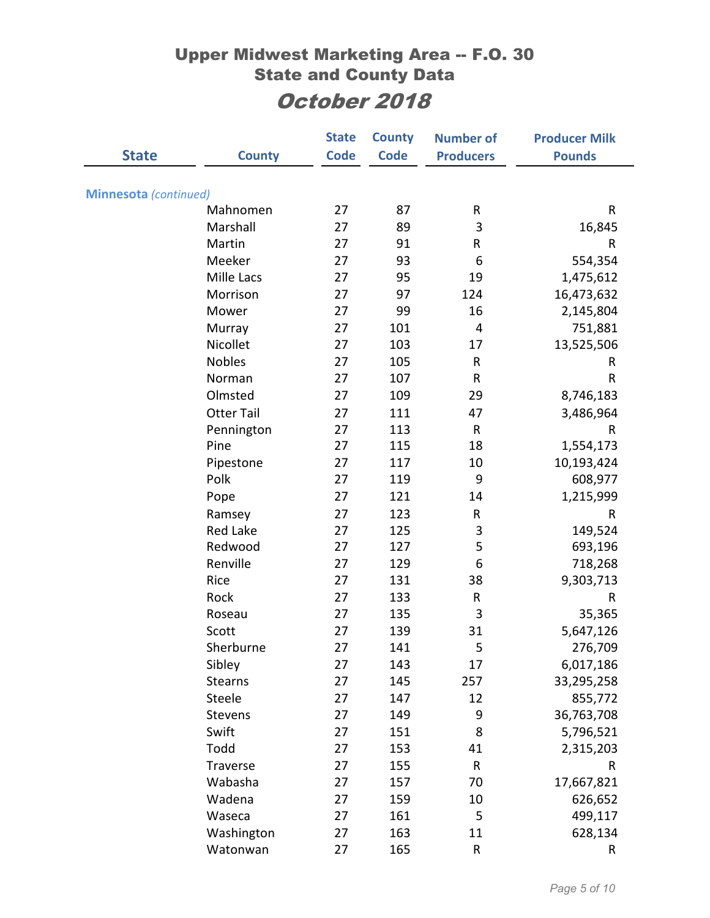# Upper Midwest Marketing Area -- F.O. 30
## State and County Data
## *October 2018*

| State | County | State Code | County Code | Number of Producers | Producer Milk Pounds |
|---|---|---|---|---|---|
| **Minnesota** *(continued)* | | | | | |
| | Mahnomen | 27 | 87 | R | R |
| | Marshall | 27 | 89 | 3 | 16,845 |
| | Martin | 27 | 91 | R | R |
| | Meeker | 27 | 93 | 6 | 554,354 |
| | Mille Lacs | 27 | 95 | 19 | 1,475,612 |
| | Morrison | 27 | 97 | 124 | 16,473,632 |
| | Mower | 27 | 99 | 16 | 2,145,804 |
| | Murray | 27 | 101 | 4 | 751,881 |
| | Nicollet | 27 | 103 | 17 | 13,525,506 |
| | Nobles | 27 | 105 | R | R |
| | Norman | 27 | 107 | R | R |
| | Olmsted | 27 | 109 | 29 | 8,746,183 |
| | Otter Tail | 27 | 111 | 47 | 3,486,964 |
| | Pennington | 27 | 113 | R | R |
| | Pine | 27 | 115 | 18 | 1,554,173 |
| | Pipestone | 27 | 117 | 10 | 10,193,424 |
| | Polk | 27 | 119 | 9 | 608,977 |
| | Pope | 27 | 121 | 14 | 1,215,999 |
| | Ramsey | 27 | 123 | R | R |
| | Red Lake | 27 | 125 | 3 | 149,524 |
| | Redwood | 27 | 127 | 5 | 693,196 |
| | Renville | 27 | 129 | 6 | 718,268 |
| | Rice | 27 | 131 | 38 | 9,303,713 |
| | Rock | 27 | 133 | R | R |
| | Roseau | 27 | 135 | 3 | 35,365 |
| | Scott | 27 | 139 | 31 | 5,647,126 |
| | Sherburne | 27 | 141 | 5 | 276,709 |
| | Sibley | 27 | 143 | 17 | 6,017,186 |
| | Stearns | 27 | 145 | 257 | 33,295,258 |
| | Steele | 27 | 147 | 12 | 855,772 |
| | Stevens | 27 | 149 | 9 | 36,763,708 |
| | Swift | 27 | 151 | 8 | 5,796,521 |
| | Todd | 27 | 153 | 41 | 2,315,203 |
| | Traverse | 27 | 155 | R | R |
| | Wabasha | 27 | 157 | 70 | 17,667,821 |
| | Wadena | 27 | 159 | 10 | 626,652 |
| | Waseca | 27 | 161 | 5 | 499,117 |
| | Washington | 27 | 163 | 11 | 628,134 |
| | Watonwan | 27 | 165 | R | R |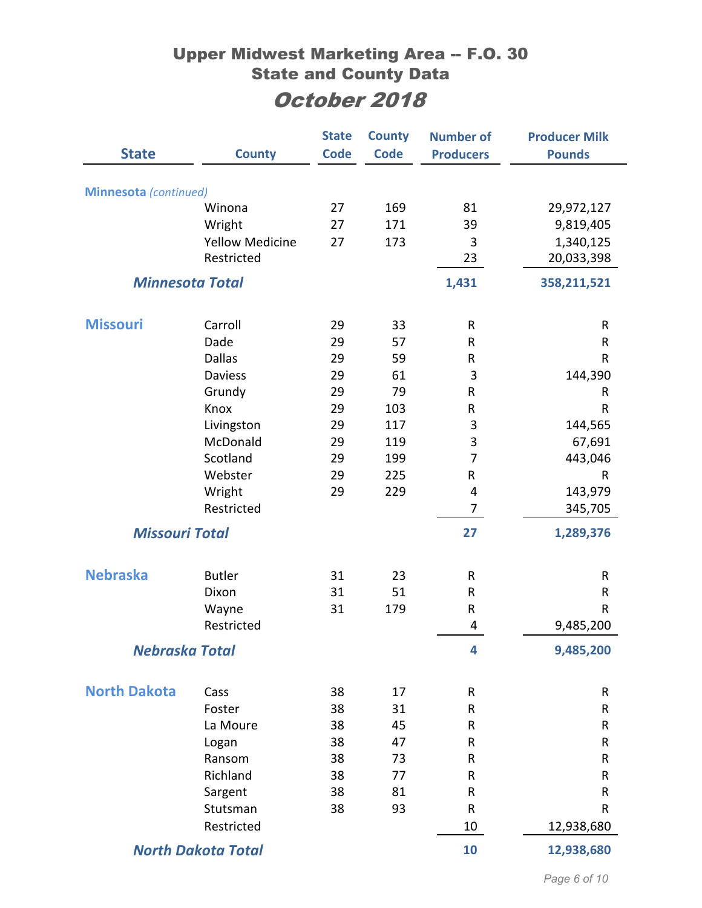# Upper Midwest Marketing Area -- F.O. 30
## State and County Data
## *October 2018*

| State | County | State Code | County Code | Number of Producers | Producer Milk Pounds |
|---|---|---|---|---|---|
| **Minnesota** *(continued)* | | | | | |
| | Winona | 27 | 169 | 81 | 29,972,127 |
| | Wright | 27 | 171 | 39 | 9,819,405 |
| | Yellow Medicine | 27 | 173 | 3 | 1,340,125 |
| | Restricted | | | 23 | 20,033,398 |
| ***Minnesota Total*** | | | | **1,431** | **358,211,521** |
| **Missouri** | Carroll | 29 | 33 | R | R |
| | Dade | 29 | 57 | R | R |
| | Dallas | 29 | 59 | R | R |
| | Daviess | 29 | 61 | 3 | 144,390 |
| | Grundy | 29 | 79 | R | R |
| | Knox | 29 | 103 | R | R |
| | Livingston | 29 | 117 | 3 | 144,565 |
| | McDonald | 29 | 119 | 3 | 67,691 |
| | Scotland | 29 | 199 | 7 | 443,046 |
| | Webster | 29 | 225 | R | R |
| | Wright | 29 | 229 | 4 | 143,979 |
| | Restricted | | | 7 | 345,705 |
| ***Missouri Total*** | | | | **27** | **1,289,376** |
| **Nebraska** | Butler | 31 | 23 | R | R |
| | Dixon | 31 | 51 | R | R |
| | Wayne | 31 | 179 | R | R |
| | Restricted | | | 4 | 9,485,200 |
| ***Nebraska Total*** | | | | **4** | **9,485,200** |
| **North Dakota** | Cass | 38 | 17 | R | R |
| | Foster | 38 | 31 | R | R |
| | La Moure | 38 | 45 | R | R |
| | Logan | 38 | 47 | R | R |
| | Ransom | 38 | 73 | R | R |
| | Richland | 38 | 77 | R | R |
| | Sargent | 38 | 81 | R | R |
| | Stutsman | 38 | 93 | R | R |
| | Restricted | | | 10 | 12,938,680 |
| ***North Dakota Total*** | | | | **10** | **12,938,680** |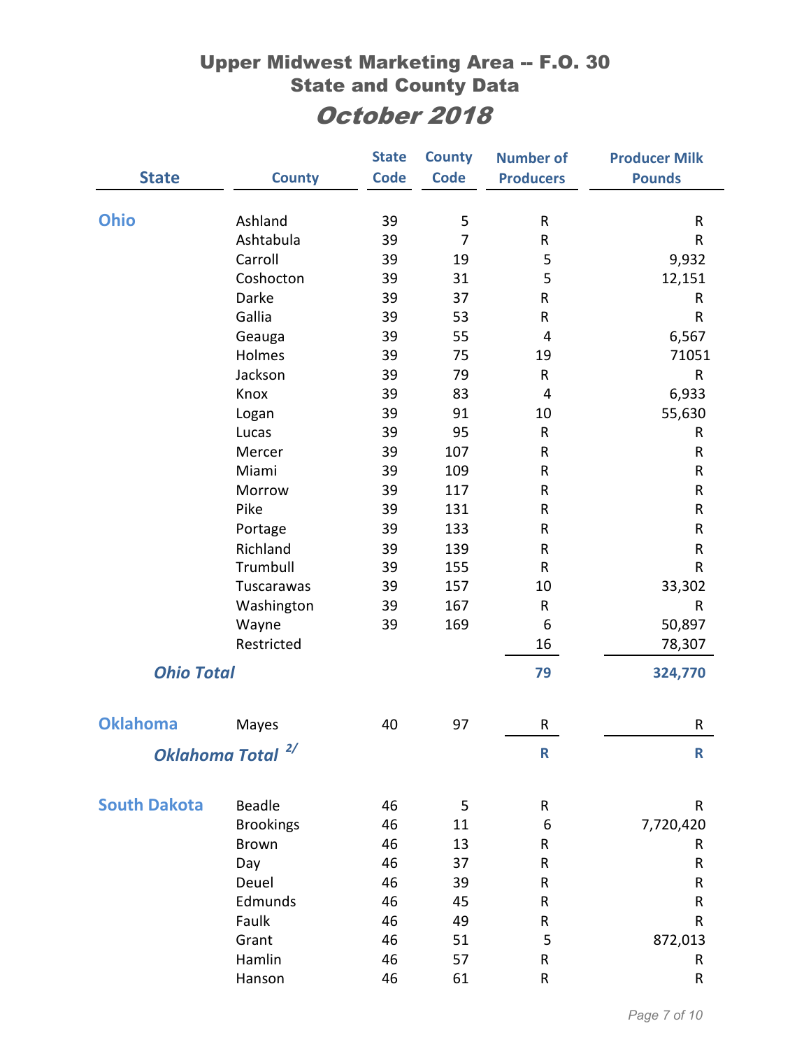# Upper Midwest Marketing Area -- F.O. 30
## State and County Data
## *October 2018*

| State | County | State Code | County Code | Number of Producers | Producer Milk Pounds |
|---|---|---|---|---|---|
| **Ohio** | Ashland | 39 | 5 | R | R |
| | Ashtabula | 39 | 7 | R | R |
| | Carroll | 39 | 19 | 5 | 9,932 |
| | Coshocton | 39 | 31 | 5 | 12,151 |
| | Darke | 39 | 37 | R | R |
| | Gallia | 39 | 53 | R | R |
| | Geauga | 39 | 55 | 4 | 6,567 |
| | Holmes | 39 | 75 | 19 | 71051 |
| | Jackson | 39 | 79 | R | R |
| | Knox | 39 | 83 | 4 | 6,933 |
| | Logan | 39 | 91 | 10 | 55,630 |
| | Lucas | 39 | 95 | R | R |
| | Mercer | 39 | 107 | R | R |
| | Miami | 39 | 109 | R | R |
| | Morrow | 39 | 117 | R | R |
| | Pike | 39 | 131 | R | R |
| | Portage | 39 | 133 | R | R |
| | Richland | 39 | 139 | R | R |
| | Trumbull | 39 | 155 | R | R |
| | Tuscarawas | 39 | 157 | 10 | 33,302 |
| | Washington | 39 | 167 | R | R |
| | Wayne | 39 | 169 | 6 | 50,897 |
| | Restricted | | | 16 | 78,307 |
| ***Ohio Total*** | | | | **79** | **324,770** |
| **Oklahoma** | Mayes | 40 | 97 | R | R |
| ***Oklahoma Total*** [2/] | | | | **R** | **R** |
| **South Dakota** | Beadle | 46 | 5 | R | R |
| | Brookings | 46 | 11 | 6 | 7,720,420 |
| | Brown | 46 | 13 | R | R |
| | Day | 46 | 37 | R | R |
| | Deuel | 46 | 39 | R | R |
| | Edmunds | 46 | 45 | R | R |
| | Faulk | 46 | 49 | R | R |
| | Grant | 46 | 51 | 5 | 872,013 |
| | Hamlin | 46 | 57 | R | R |
| | Hanson | 46 | 61 | R | R |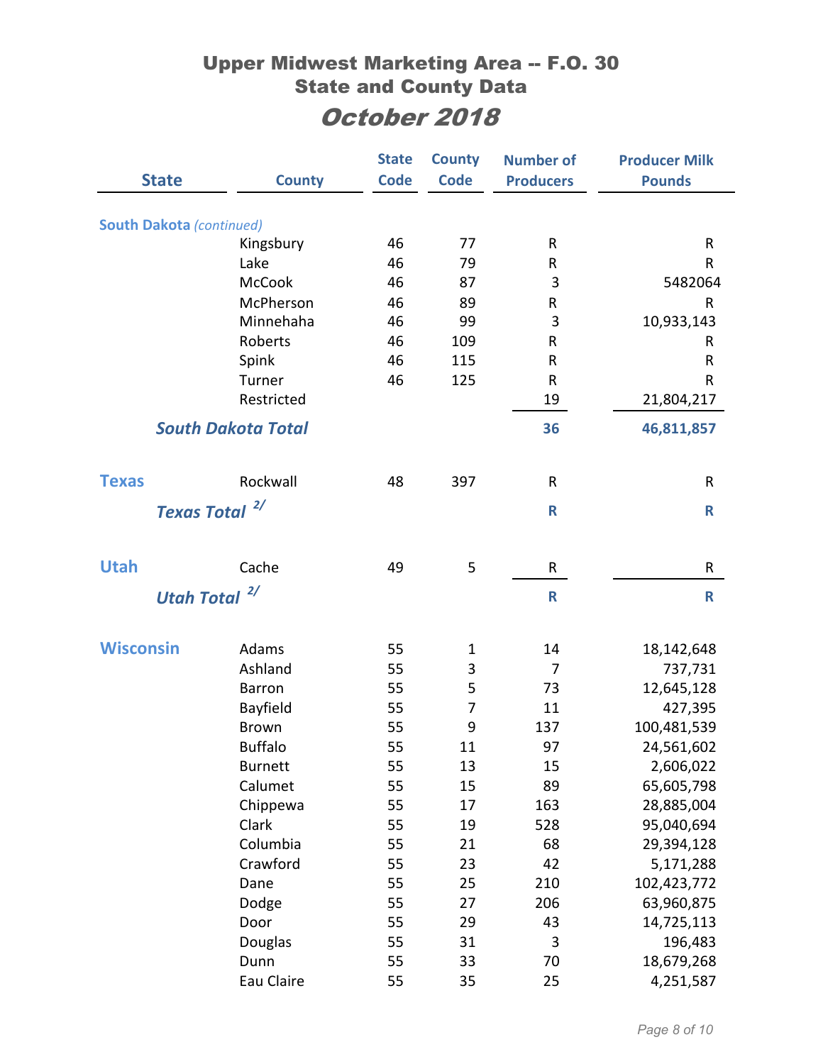# Upper Midwest Marketing Area -- F.O. 30

## State and County Data

## *October 2018*

| State | County | State Code | County Code | Number of Producers | Producer Milk Pounds |
|---|---|---|---|---|---|
| **South Dakota** *(continued)* | | | | | |
| | Kingsbury | 46 | 77 | R | R |
| | Lake | 46 | 79 | R | R |
| | McCook | 46 | 87 | 3 | 5482064 |
| | McPherson | 46 | 89 | R | R |
| | Minnehaha | 46 | 99 | 3 | 10,933,143 |
| | Roberts | 46 | 109 | R | R |
| | Spink | 46 | 115 | R | R |
| | Turner | 46 | 125 | R | R |
| | Restricted | | | 19 | 21,804,217 |
| ***South Dakota Total*** | | | | **36** | **46,811,857** |
| **Texas** | Rockwall | 48 | 397 | R | R |
| ***Texas Total*** 2/ | | | | **R** | **R** |
| **Utah** | Cache | 49 | 5 | R | R |
| ***Utah Total*** 2/ | | | | **R** | **R** |
| **Wisconsin** | Adams | 55 | 1 | 14 | 18,142,648 |
| | Ashland | 55 | 3 | 7 | 737,731 |
| | Barron | 55 | 5 | 73 | 12,645,128 |
| | Bayfield | 55 | 7 | 11 | 427,395 |
| | Brown | 55 | 9 | 137 | 100,481,539 |
| | Buffalo | 55 | 11 | 97 | 24,561,602 |
| | Burnett | 55 | 13 | 15 | 2,606,022 |
| | Calumet | 55 | 15 | 89 | 65,605,798 |
| | Chippewa | 55 | 17 | 163 | 28,885,004 |
| | Clark | 55 | 19 | 528 | 95,040,694 |
| | Columbia | 55 | 21 | 68 | 29,394,128 |
| | Crawford | 55 | 23 | 42 | 5,171,288 |
| | Dane | 55 | 25 | 210 | 102,423,772 |
| | Dodge | 55 | 27 | 206 | 63,960,875 |
| | Door | 55 | 29 | 43 | 14,725,113 |
| | Douglas | 55 | 31 | 3 | 196,483 |
| | Dunn | 55 | 33 | 70 | 18,679,268 |
| | Eau Claire | 55 | 35 | 25 | 4,251,587 |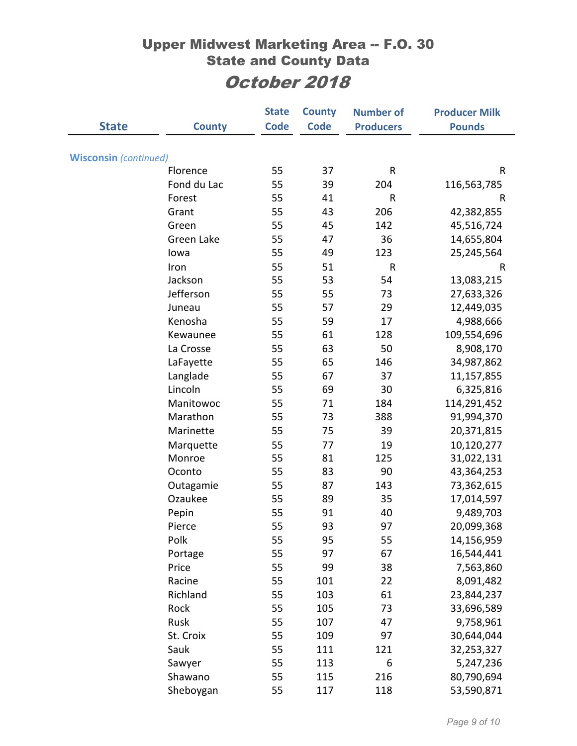# Upper Midwest Marketing Area -- F.O. 30
## State and County Data
## *October 2018*

| State | County | State Code | County Code | Number of Producers | Producer Milk Pounds |
|---|---|---|---|---|---|
| **Wisconsin** *(continued)* | | | | | |
| | Florence | 55 | 37 | R | R |
| | Fond du Lac | 55 | 39 | 204 | 116,563,785 |
| | Forest | 55 | 41 | R | R |
| | Grant | 55 | 43 | 206 | 42,382,855 |
| | Green | 55 | 45 | 142 | 45,516,724 |
| | Green Lake | 55 | 47 | 36 | 14,655,804 |
| | Iowa | 55 | 49 | 123 | 25,245,564 |
| | Iron | 55 | 51 | R | R |
| | Jackson | 55 | 53 | 54 | 13,083,215 |
| | Jefferson | 55 | 55 | 73 | 27,633,326 |
| | Juneau | 55 | 57 | 29 | 12,449,035 |
| | Kenosha | 55 | 59 | 17 | 4,988,666 |
| | Kewaunee | 55 | 61 | 128 | 109,554,696 |
| | La Crosse | 55 | 63 | 50 | 8,908,170 |
| | LaFayette | 55 | 65 | 146 | 34,987,862 |
| | Langlade | 55 | 67 | 37 | 11,157,855 |
| | Lincoln | 55 | 69 | 30 | 6,325,816 |
| | Manitowoc | 55 | 71 | 184 | 114,291,452 |
| | Marathon | 55 | 73 | 388 | 91,994,370 |
| | Marinette | 55 | 75 | 39 | 20,371,815 |
| | Marquette | 55 | 77 | 19 | 10,120,277 |
| | Monroe | 55 | 81 | 125 | 31,022,131 |
| | Oconto | 55 | 83 | 90 | 43,364,253 |
| | Outagamie | 55 | 87 | 143 | 73,362,615 |
| | Ozaukee | 55 | 89 | 35 | 17,014,597 |
| | Pepin | 55 | 91 | 40 | 9,489,703 |
| | Pierce | 55 | 93 | 97 | 20,099,368 |
| | Polk | 55 | 95 | 55 | 14,156,959 |
| | Portage | 55 | 97 | 67 | 16,544,441 |
| | Price | 55 | 99 | 38 | 7,563,860 |
| | Racine | 55 | 101 | 22 | 8,091,482 |
| | Richland | 55 | 103 | 61 | 23,844,237 |
| | Rock | 55 | 105 | 73 | 33,696,589 |
| | Rusk | 55 | 107 | 47 | 9,758,961 |
| | St. Croix | 55 | 109 | 97 | 30,644,044 |
| | Sauk | 55 | 111 | 121 | 32,253,327 |
| | Sawyer | 55 | 113 | 6 | 5,247,236 |
| | Shawano | 55 | 115 | 216 | 80,790,694 |
| | Sheboygan | 55 | 117 | 118 | 53,590,871 |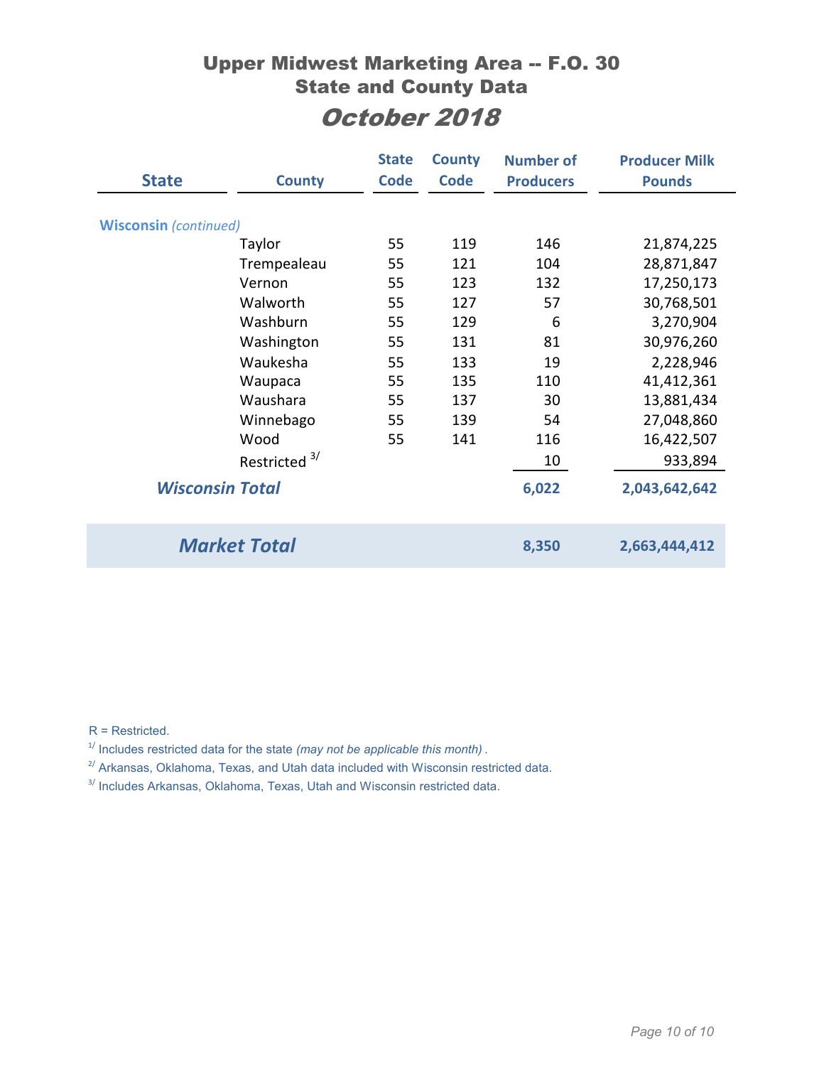# Upper Midwest Marketing Area -- F.O. 30
## State and County Data
## *October 2018*

| State | County | State Code | County Code | Number of Producers | Producer Milk Pounds |
|---|---|---|---|---|---|
| **Wisconsin** *(continued)* | | | | | |
| | Taylor | 55 | 119 | 146 | 21,874,225 |
| | Trempealeau | 55 | 121 | 104 | 28,871,847 |
| | Vernon | 55 | 123 | 132 | 17,250,173 |
| | Walworth | 55 | 127 | 57 | 30,768,501 |
| | Washburn | 55 | 129 | 6 | 3,270,904 |
| | Washington | 55 | 131 | 81 | 30,976,260 |
| | Waukesha | 55 | 133 | 19 | 2,228,946 |
| | Waupaca | 55 | 135 | 110 | 41,412,361 |
| | Waushara | 55 | 137 | 30 | 13,881,434 |
| | Winnebago | 55 | 139 | 54 | 27,048,860 |
| | Wood | 55 | 141 | 116 | 16,422,507 |
| | Restricted [3/] | | | 10 | 933,894 |
| ***Wisconsin Total*** | | | | **6,022** | **2,043,642,642** |
| ***Market Total*** | | | | **8,350** | **2,663,444,412** |

R = Restricted.

[1/] Includes restricted data for the state *(may not be applicable this month)* .

[2/] Arkansas, Oklahoma, Texas, and Utah data included with Wisconsin restricted data.

[3/] Includes Arkansas, Oklahoma, Texas, Utah and Wisconsin restricted data.